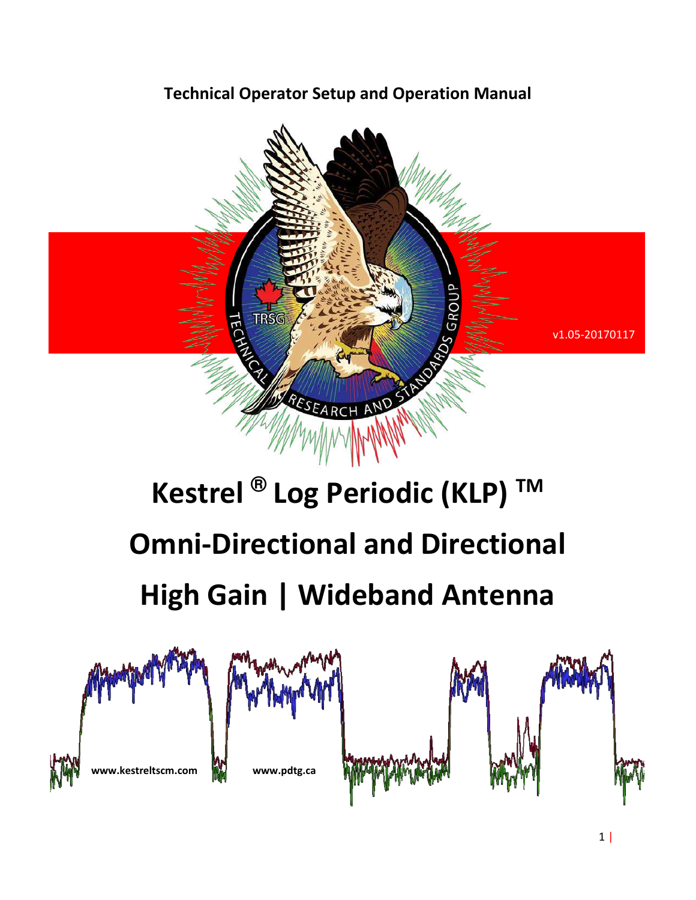**Technical Operator Setup and Operation Manual**

TRSG

TECHNICAL RESEARCH AND STANDARDS GROUP

v1.05-20170117

# Kestrel ® Log Periodic (KLP) ™

# Omni-Directional and Directional

# High Gain | Wideband Antenna

**www.kestreltscm.com** **www.pdtg.ca**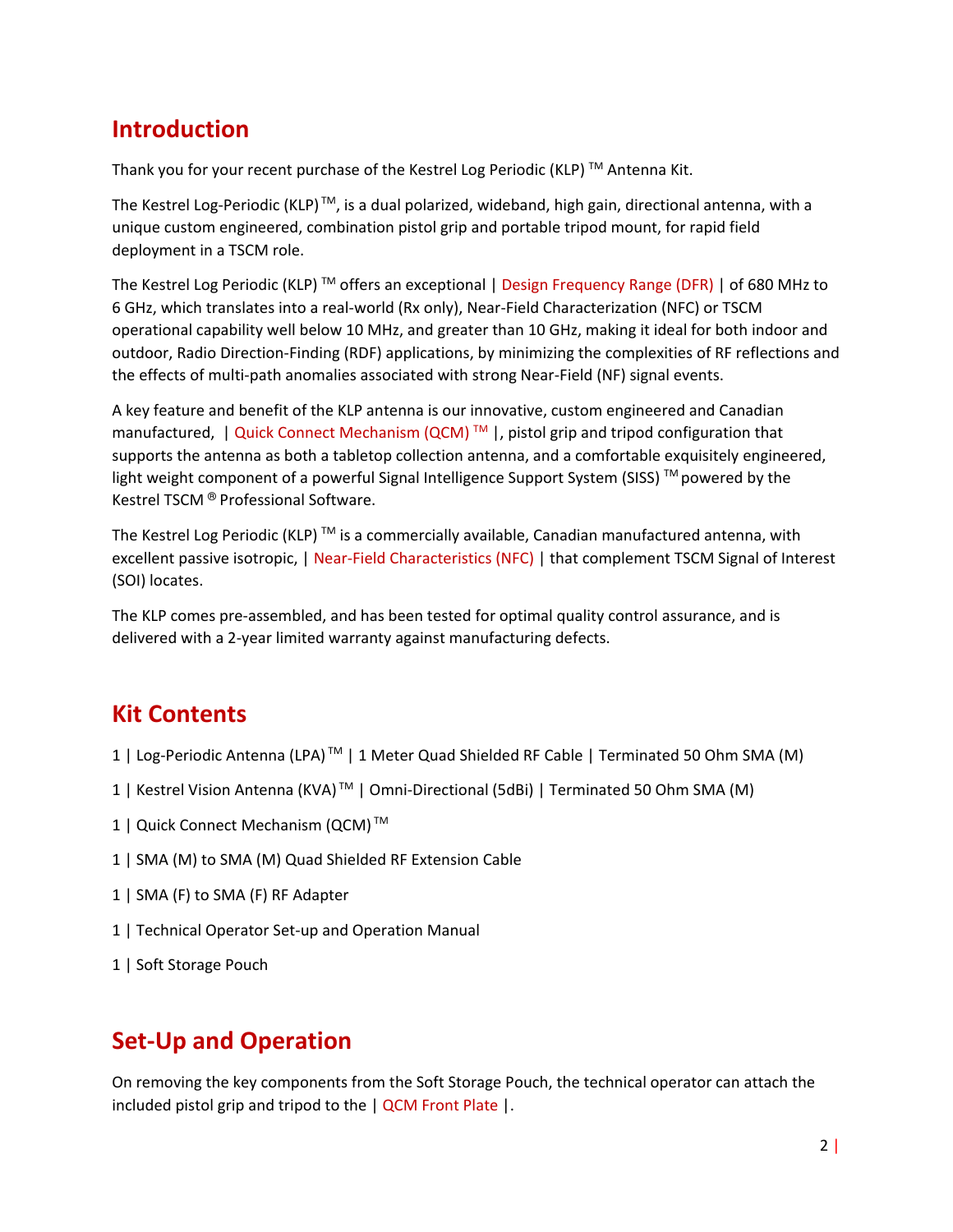## Introduction

Thank you for your recent purchase of the Kestrel Log Periodic (KLP) ™ Antenna Kit.

The Kestrel Log-Periodic (KLP) ™, is a dual polarized, wideband, high gain, directional antenna, with a unique custom engineered, combination pistol grip and portable tripod mount, for rapid field deployment in a TSCM role.

The Kestrel Log Periodic (KLP) ™ offers an exceptional | Design Frequency Range (DFR) | of 680 MHz to 6 GHz, which translates into a real-world (Rx only), Near-Field Characterization (NFC) or TSCM operational capability well below 10 MHz, and greater than 10 GHz, making it ideal for both indoor and outdoor, Radio Direction-Finding (RDF) applications, by minimizing the complexities of RF reflections and the effects of multi-path anomalies associated with strong Near-Field (NF) signal events.

A key feature and benefit of the KLP antenna is our innovative, custom engineered and Canadian manufactured, | Quick Connect Mechanism (QCM) ™ |, pistol grip and tripod configuration that supports the antenna as both a tabletop collection antenna, and a comfortable exquisitely engineered, light weight component of a powerful Signal Intelligence Support System (SISS) ™ powered by the Kestrel TSCM ® Professional Software.

The Kestrel Log Periodic (KLP) ™ is a commercially available, Canadian manufactured antenna, with excellent passive isotropic, | Near-Field Characteristics (NFC) | that complement TSCM Signal of Interest (SOI) locates.

The KLP comes pre-assembled, and has been tested for optimal quality control assurance, and is delivered with a 2-year limited warranty against manufacturing defects.

## Kit Contents

1 | Log-Periodic Antenna (LPA) ™ | 1 Meter Quad Shielded RF Cable | Terminated 50 Ohm SMA (M)

1 | Kestrel Vision Antenna (KVA) ™ | Omni-Directional (5dBi) | Terminated 50 Ohm SMA (M)

1 | Quick Connect Mechanism (QCM) ™

1 | SMA (M) to SMA (M) Quad Shielded RF Extension Cable

1 | SMA (F) to SMA (F) RF Adapter

1 | Technical Operator Set-up and Operation Manual

1 | Soft Storage Pouch

## Set-Up and Operation

On removing the key components from the Soft Storage Pouch, the technical operator can attach the included pistol grip and tripod to the | QCM Front Plate |.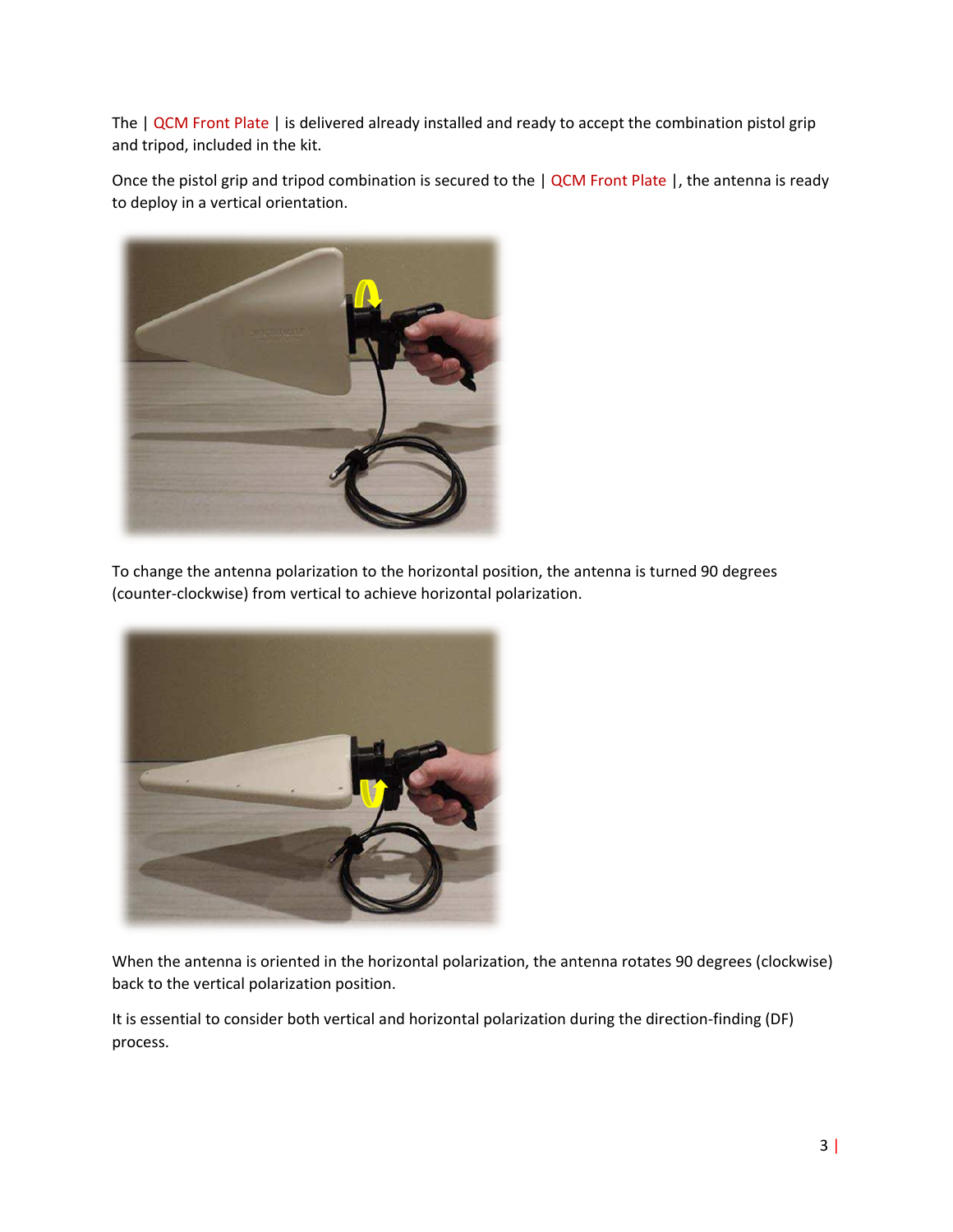The | QCM Front Plate | is delivered already installed and ready to accept the combination pistol grip and tripod, included in the kit.

Once the pistol grip and tripod combination is secured to the | QCM Front Plate |, the antenna is ready to deploy in a vertical orientation.

To change the antenna polarization to the horizontal position, the antenna is turned 90 degrees (counter-clockwise) from vertical to achieve horizontal polarization.

When the antenna is oriented in the horizontal polarization, the antenna rotates 90 degrees (clockwise) back to the vertical polarization position.

It is essential to consider both vertical and horizontal polarization during the direction-finding (DF) process.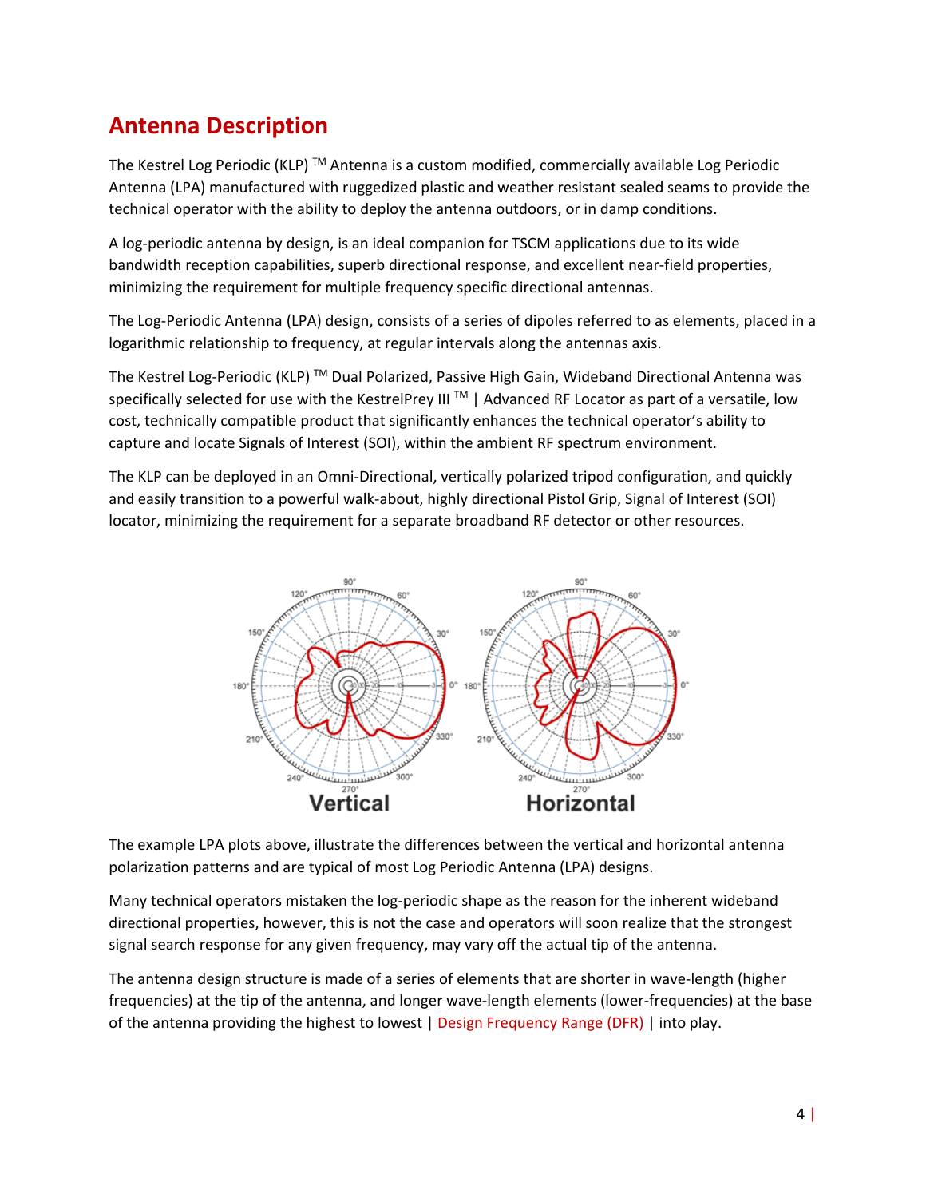# Antenna Description

The Kestrel Log Periodic (KLP) ™ Antenna is a custom modified, commercially available Log Periodic Antenna (LPA) manufactured with ruggedized plastic and weather resistant sealed seams to provide the technical operator with the ability to deploy the antenna outdoors, or in damp conditions.

A log-periodic antenna by design, is an ideal companion for TSCM applications due to its wide bandwidth reception capabilities, superb directional response, and excellent near-field properties, minimizing the requirement for multiple frequency specific directional antennas.

The Log-Periodic Antenna (LPA) design, consists of a series of dipoles referred to as elements, placed in a logarithmic relationship to frequency, at regular intervals along the antennas axis.

The Kestrel Log-Periodic (KLP) ™ Dual Polarized, Passive High Gain, Wideband Directional Antenna was specifically selected for use with the KestrelPrey III ™ | Advanced RF Locator as part of a versatile, low cost, technically compatible product that significantly enhances the technical operator's ability to capture and locate Signals of Interest (SOI), within the ambient RF spectrum environment.

The KLP can be deployed in an Omni-Directional, vertically polarized tripod configuration, and quickly and easily transition to a powerful walk-about, highly directional Pistol Grip, Signal of Interest (SOI) locator, minimizing the requirement for a separate broadband RF detector or other resources.

Vertical Horizontal

The example LPA plots above, illustrate the differences between the vertical and horizontal antenna polarization patterns and are typical of most Log Periodic Antenna (LPA) designs.

Many technical operators mistaken the log-periodic shape as the reason for the inherent wideband directional properties, however, this is not the case and operators will soon realize that the strongest signal search response for any given frequency, may vary off the actual tip of the antenna.

The antenna design structure is made of a series of elements that are shorter in wave-length (higher frequencies) at the tip of the antenna, and longer wave-length elements (lower-frequencies) at the base of the antenna providing the highest to lowest | Design Frequency Range (DFR) | into play.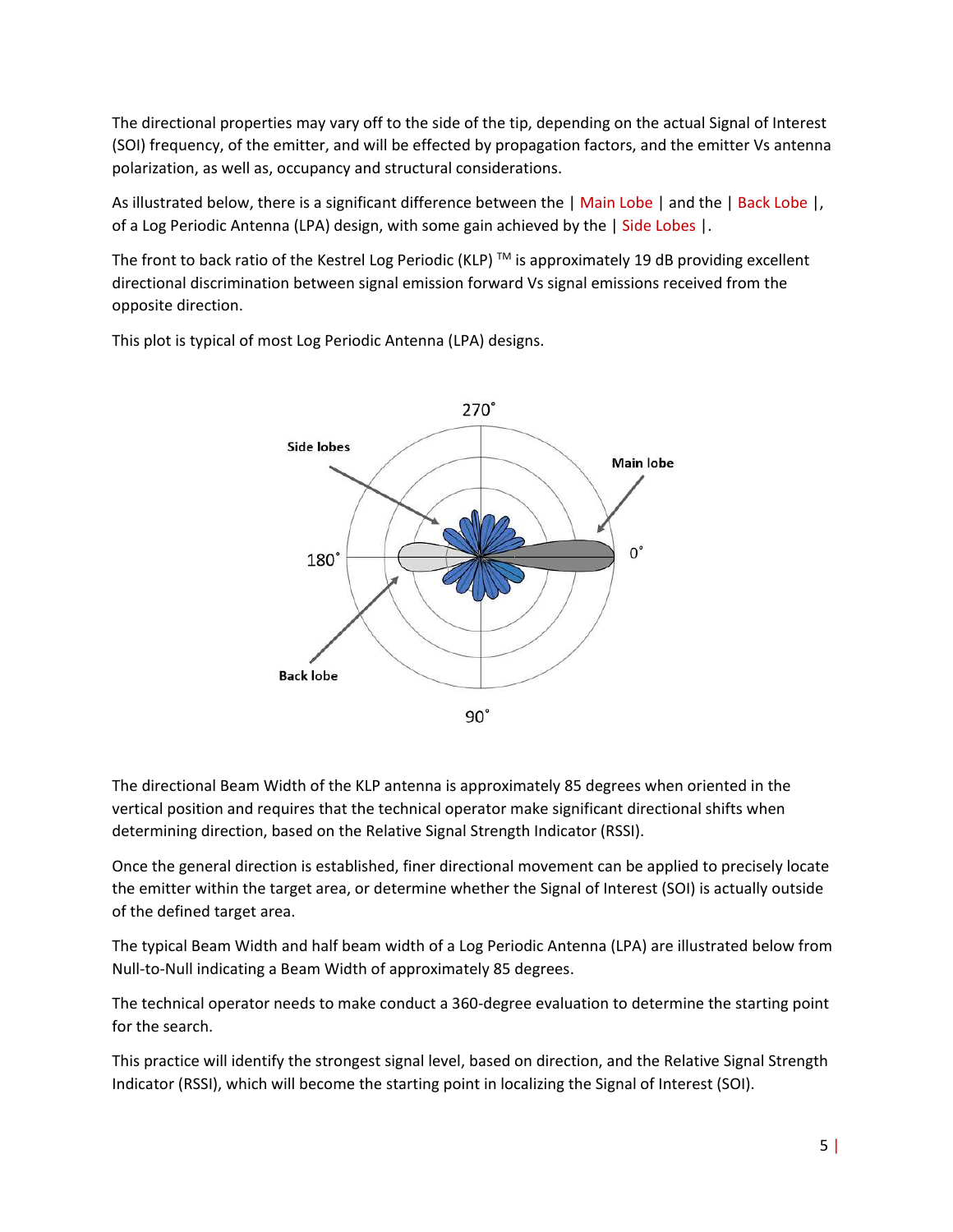The directional properties may vary off to the side of the tip, depending on the actual Signal of Interest (SOI) frequency, of the emitter, and will be effected by propagation factors, and the emitter Vs antenna polarization, as well as, occupancy and structural considerations.

As illustrated below, there is a significant difference between the | Main Lobe | and the | Back Lobe |, of a Log Periodic Antenna (LPA) design, with some gain achieved by the | Side Lobes |.

The front to back ratio of the Kestrel Log Periodic (KLP) ™ is approximately 19 dB providing excellent directional discrimination between signal emission forward Vs signal emissions received from the opposite direction.

This plot is typical of most Log Periodic Antenna (LPA) designs.

The directional Beam Width of the KLP antenna is approximately 85 degrees when oriented in the vertical position and requires that the technical operator make significant directional shifts when determining direction, based on the Relative Signal Strength Indicator (RSSI).

Once the general direction is established, finer directional movement can be applied to precisely locate the emitter within the target area, or determine whether the Signal of Interest (SOI) is actually outside of the defined target area.

The typical Beam Width and half beam width of a Log Periodic Antenna (LPA) are illustrated below from Null-to-Null indicating a Beam Width of approximately 85 degrees.

The technical operator needs to make conduct a 360-degree evaluation to determine the starting point for the search.

This practice will identify the strongest signal level, based on direction, and the Relative Signal Strength Indicator (RSSI), which will become the starting point in localizing the Signal of Interest (SOI).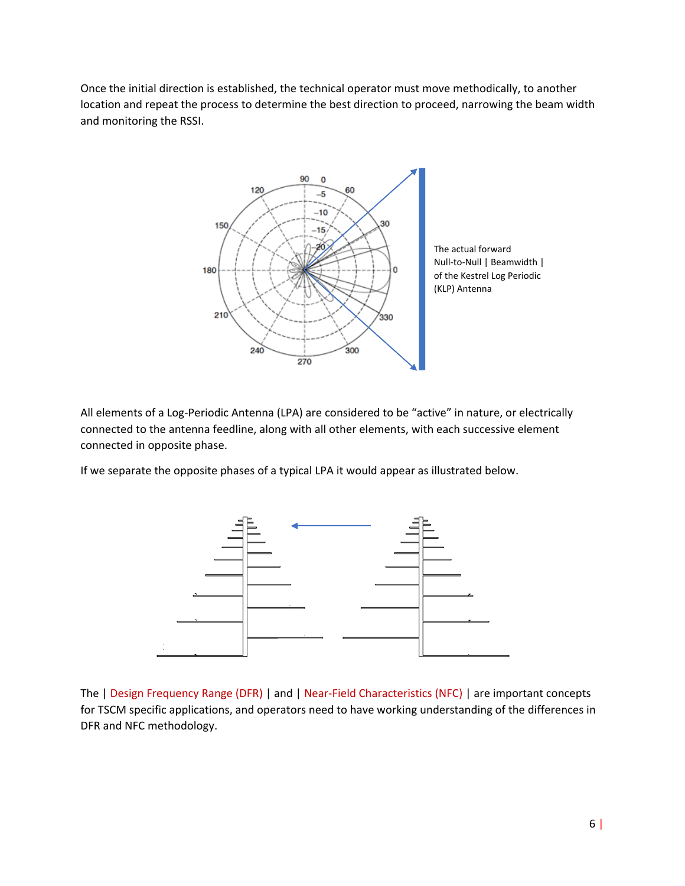Once the initial direction is established, the technical operator must move methodically, to another location and repeat the process to determine the best direction to proceed, narrowing the beam width and monitoring the RSSI.

The actual forward Null-to-Null | Beamwidth | of the Kestrel Log Periodic (KLP) Antenna

All elements of a Log-Periodic Antenna (LPA) are considered to be "active" in nature, or electrically connected to the antenna feedline, along with all other elements, with each successive element connected in opposite phase.

If we separate the opposite phases of a typical LPA it would appear as illustrated below.

The | Design Frequency Range (DFR) | and | Near-Field Characteristics (NFC) | are important concepts for TSCM specific applications, and operators need to have working understanding of the differences in DFR and NFC methodology.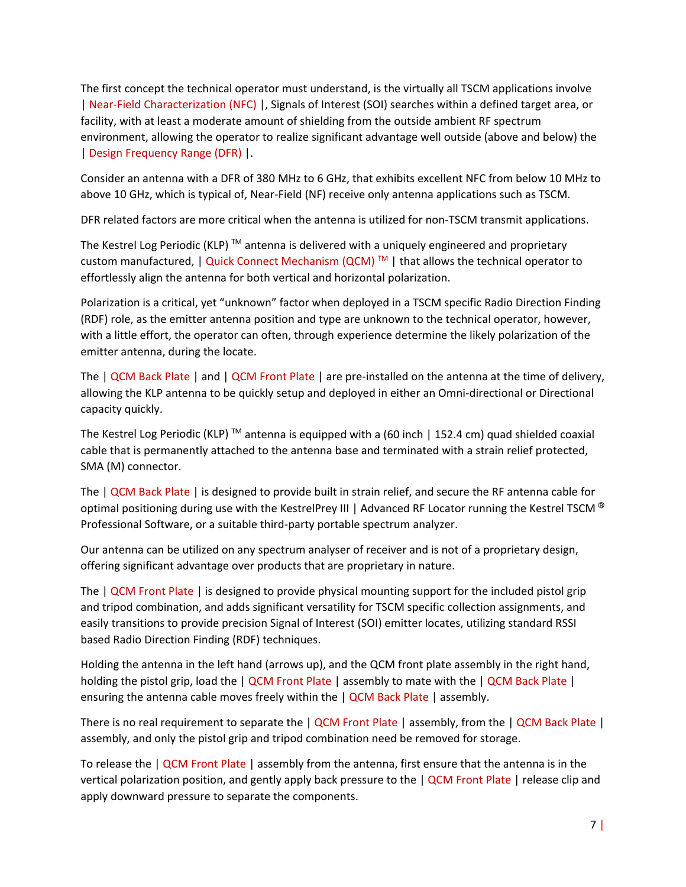The first concept the technical operator must understand, is the virtually all TSCM applications involve | Near-Field Characterization (NFC) |, Signals of Interest (SOI) searches within a defined target area, or facility, with at least a moderate amount of shielding from the outside ambient RF spectrum environment, allowing the operator to realize significant advantage well outside (above and below) the | Design Frequency Range (DFR) |.

Consider an antenna with a DFR of 380 MHz to 6 GHz, that exhibits excellent NFC from below 10 MHz to above 10 GHz, which is typical of, Near-Field (NF) receive only antenna applications such as TSCM.

DFR related factors are more critical when the antenna is utilized for non-TSCM transmit applications.

The Kestrel Log Periodic (KLP) ™ antenna is delivered with a uniquely engineered and proprietary custom manufactured, | Quick Connect Mechanism (QCM) ™ | that allows the technical operator to effortlessly align the antenna for both vertical and horizontal polarization.

Polarization is a critical, yet "unknown" factor when deployed in a TSCM specific Radio Direction Finding (RDF) role, as the emitter antenna position and type are unknown to the technical operator, however, with a little effort, the operator can often, through experience determine the likely polarization of the emitter antenna, during the locate.

The | QCM Back Plate | and | QCM Front Plate | are pre-installed on the antenna at the time of delivery, allowing the KLP antenna to be quickly setup and deployed in either an Omni-directional or Directional capacity quickly.

The Kestrel Log Periodic (KLP) ™ antenna is equipped with a (60 inch | 152.4 cm) quad shielded coaxial cable that is permanently attached to the antenna base and terminated with a strain relief protected, SMA (M) connector.

The | QCM Back Plate | is designed to provide built in strain relief, and secure the RF antenna cable for optimal positioning during use with the KestrelPrey III | Advanced RF Locator running the Kestrel TSCM ® Professional Software, or a suitable third-party portable spectrum analyzer.

Our antenna can be utilized on any spectrum analyser of receiver and is not of a proprietary design, offering significant advantage over products that are proprietary in nature.

The | QCM Front Plate | is designed to provide physical mounting support for the included pistol grip and tripod combination, and adds significant versatility for TSCM specific collection assignments, and easily transitions to provide precision Signal of Interest (SOI) emitter locates, utilizing standard RSSI based Radio Direction Finding (RDF) techniques.

Holding the antenna in the left hand (arrows up), and the QCM front plate assembly in the right hand, holding the pistol grip, load the | QCM Front Plate | assembly to mate with the | QCM Back Plate | ensuring the antenna cable moves freely within the | QCM Back Plate | assembly.

There is no real requirement to separate the | QCM Front Plate | assembly, from the | QCM Back Plate | assembly, and only the pistol grip and tripod combination need be removed for storage.

To release the | QCM Front Plate | assembly from the antenna, first ensure that the antenna is in the vertical polarization position, and gently apply back pressure to the | QCM Front Plate | release clip and apply downward pressure to separate the components.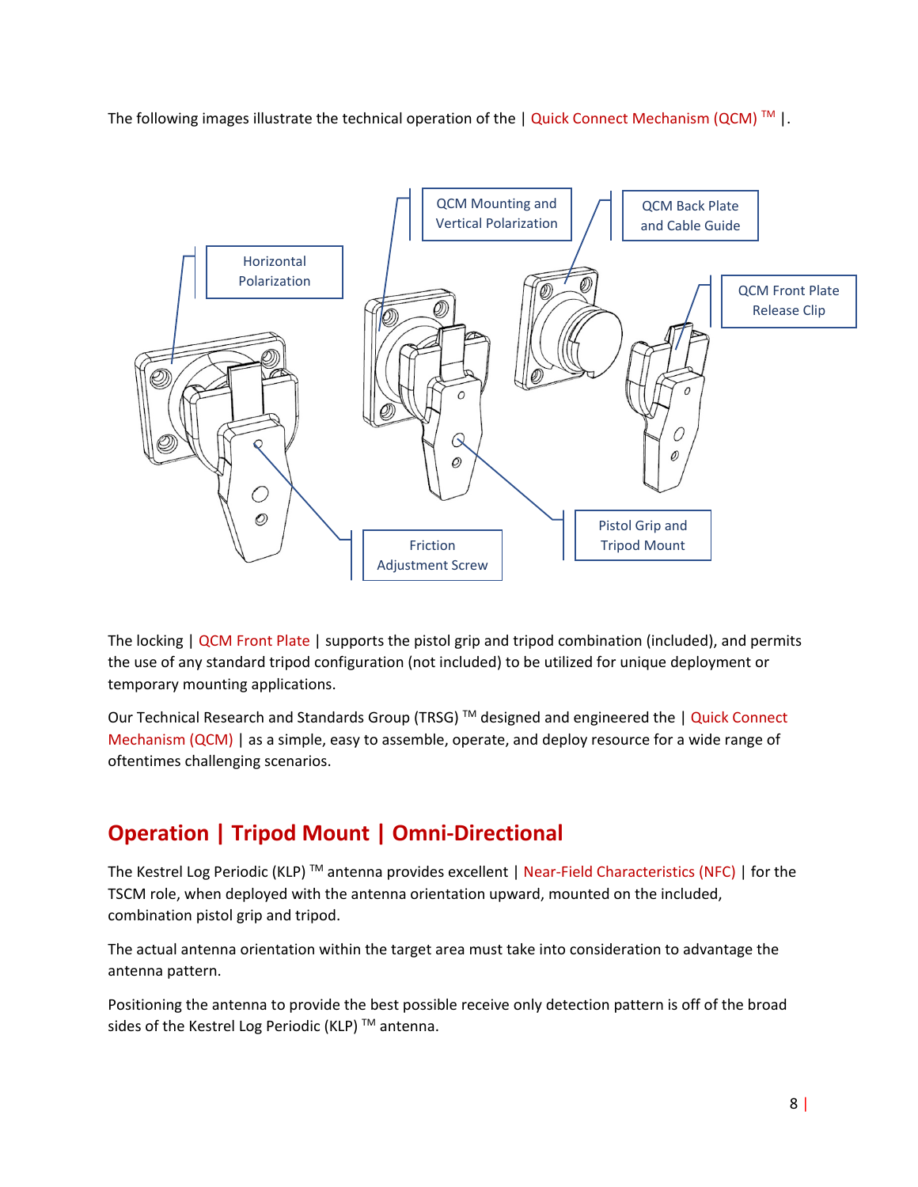The following images illustrate the technical operation of the | Quick Connect Mechanism (QCM) ™ |.

Horizontal Polarization

QCM Mounting and Vertical Polarization

QCM Back Plate and Cable Guide

QCM Front Plate Release Clip

Friction Adjustment Screw

Pistol Grip and Tripod Mount

The locking | QCM Front Plate | supports the pistol grip and tripod combination (included), and permits the use of any standard tripod configuration (not included) to be utilized for unique deployment or temporary mounting applications.

Our Technical Research and Standards Group (TRSG) ™ designed and engineered the | Quick Connect Mechanism (QCM) | as a simple, easy to assemble, operate, and deploy resource for a wide range of oftentimes challenging scenarios.

## Operation | Tripod Mount | Omni-Directional

The Kestrel Log Periodic (KLP) ™ antenna provides excellent | Near-Field Characteristics (NFC) | for the TSCM role, when deployed with the antenna orientation upward, mounted on the included, combination pistol grip and tripod.

The actual antenna orientation within the target area must take into consideration to advantage the antenna pattern.

Positioning the antenna to provide the best possible receive only detection pattern is off of the broad sides of the Kestrel Log Periodic (KLP) ™ antenna.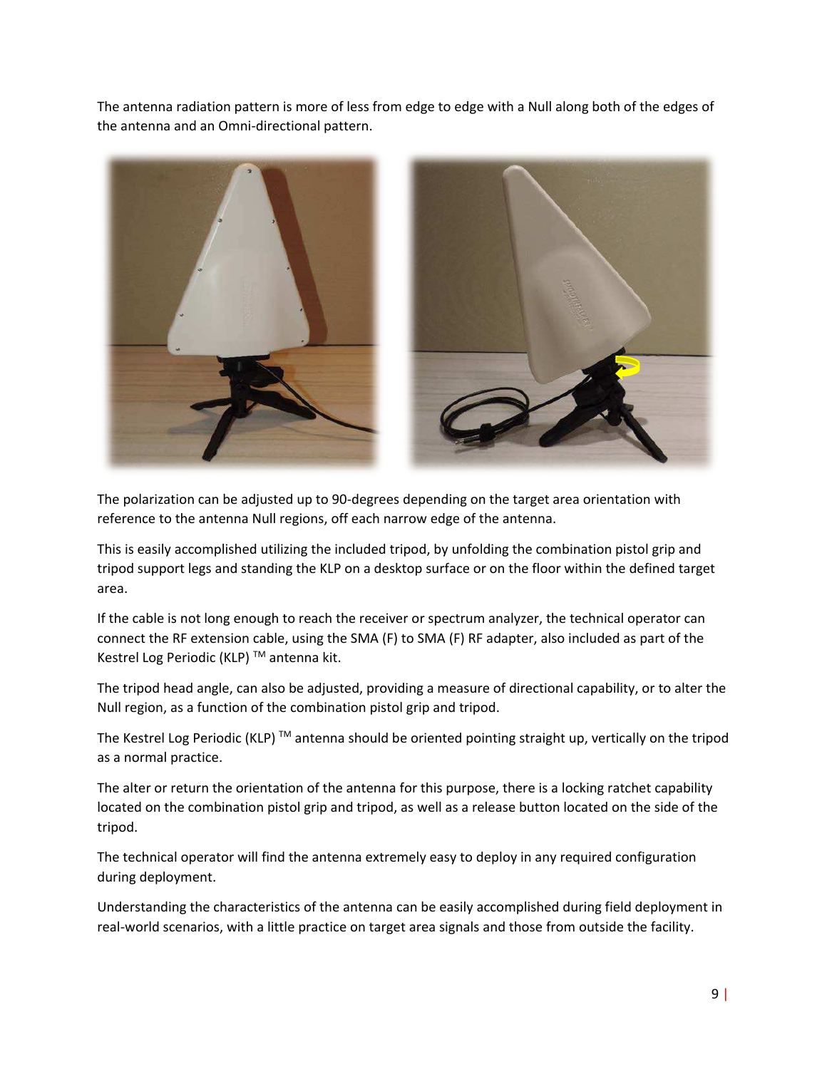The antenna radiation pattern is more of less from edge to edge with a Null along both of the edges of the antenna and an Omni-directional pattern.

The polarization can be adjusted up to 90-degrees depending on the target area orientation with reference to the antenna Null regions, off each narrow edge of the antenna.

This is easily accomplished utilizing the included tripod, by unfolding the combination pistol grip and tripod support legs and standing the KLP on a desktop surface or on the floor within the defined target area.

If the cable is not long enough to reach the receiver or spectrum analyzer, the technical operator can connect the RF extension cable, using the SMA (F) to SMA (F) RF adapter, also included as part of the Kestrel Log Periodic (KLP) ™ antenna kit.

The tripod head angle, can also be adjusted, providing a measure of directional capability, or to alter the Null region, as a function of the combination pistol grip and tripod.

The Kestrel Log Periodic (KLP) ™ antenna should be oriented pointing straight up, vertically on the tripod as a normal practice.

The alter or return the orientation of the antenna for this purpose, there is a locking ratchet capability located on the combination pistol grip and tripod, as well as a release button located on the side of the tripod.

The technical operator will find the antenna extremely easy to deploy in any required configuration during deployment.

Understanding the characteristics of the antenna can be easily accomplished during field deployment in real-world scenarios, with a little practice on target area signals and those from outside the facility.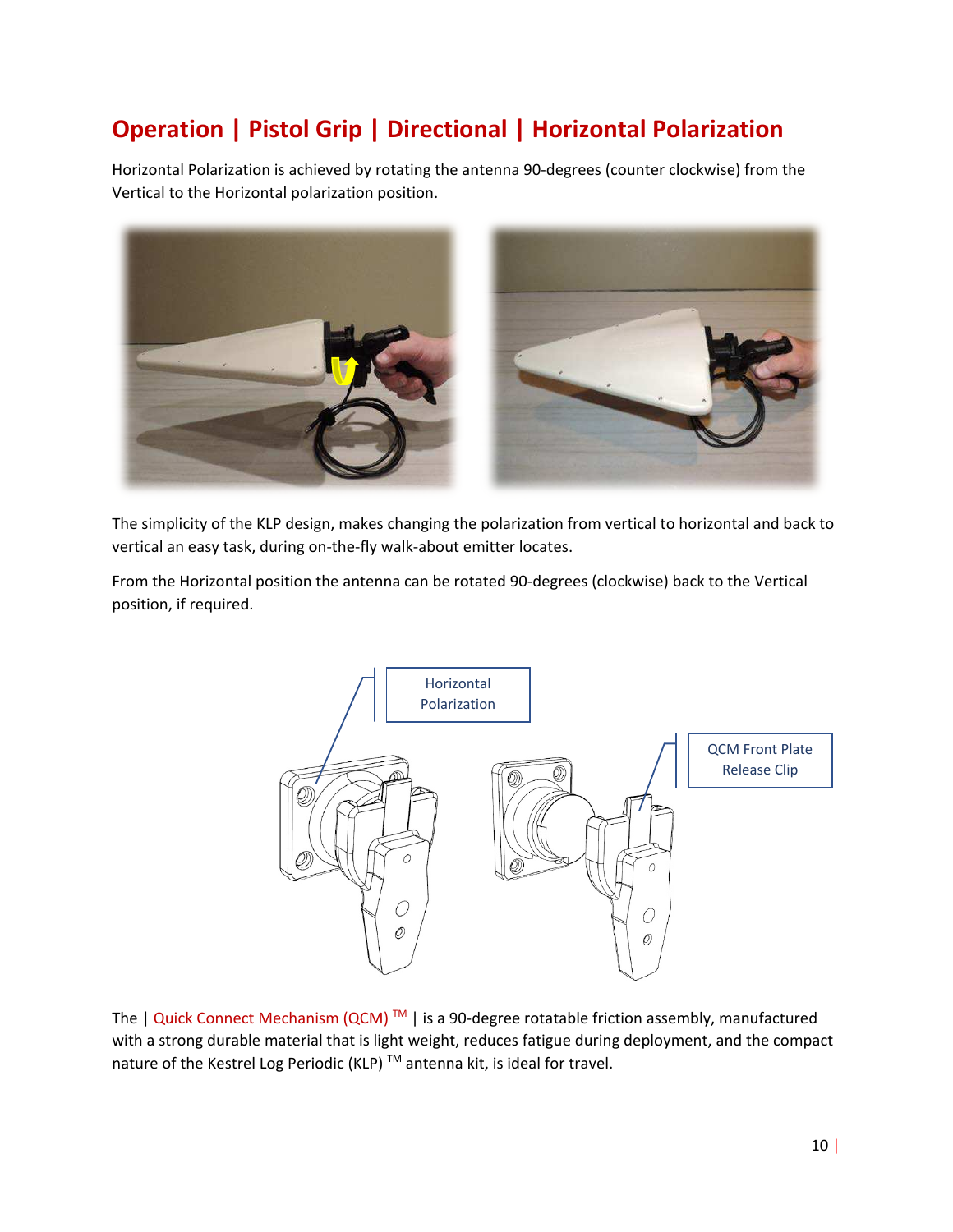## Operation | Pistol Grip | Directional | Horizontal Polarization

Horizontal Polarization is achieved by rotating the antenna 90-degrees (counter clockwise) from the Vertical to the Horizontal polarization position.

The simplicity of the KLP design, makes changing the polarization from vertical to horizontal and back to vertical an easy task, during on-the-fly walk-about emitter locates.

From the Horizontal position the antenna can be rotated 90-degrees (clockwise) back to the Vertical position, if required.

Horizontal Polarization

QCM Front Plate Release Clip

The | Quick Connect Mechanism (QCM) ™ | is a 90-degree rotatable friction assembly, manufactured with a strong durable material that is light weight, reduces fatigue during deployment, and the compact nature of the Kestrel Log Periodic (KLP) ™ antenna kit, is ideal for travel.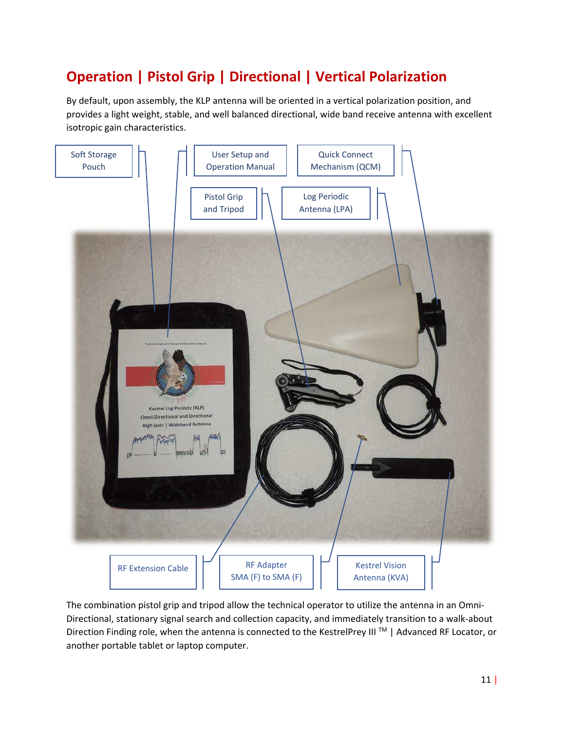## Operation | Pistol Grip | Directional | Vertical Polarization

By default, upon assembly, the KLP antenna will be oriented in a vertical polarization position, and provides a light weight, stable, and well balanced directional, wide band receive antenna with excellent isotropic gain characteristics.

Soft Storage Pouch

User Setup and Operation Manual

Quick Connect Mechanism (QCM)

Pistol Grip and Tripod

Log Periodic Antenna (LPA)

RF Extension Cable

RF Adapter SMA (F) to SMA (F)

Kestrel Vision Antenna (KVA)

The combination pistol grip and tripod allow the technical operator to utilize the antenna in an Omni-Directional, stationary signal search and collection capacity, and immediately transition to a walk-about Direction Finding role, when the antenna is connected to the KestrelPrey III ™ | Advanced RF Locator, or another portable tablet or laptop computer.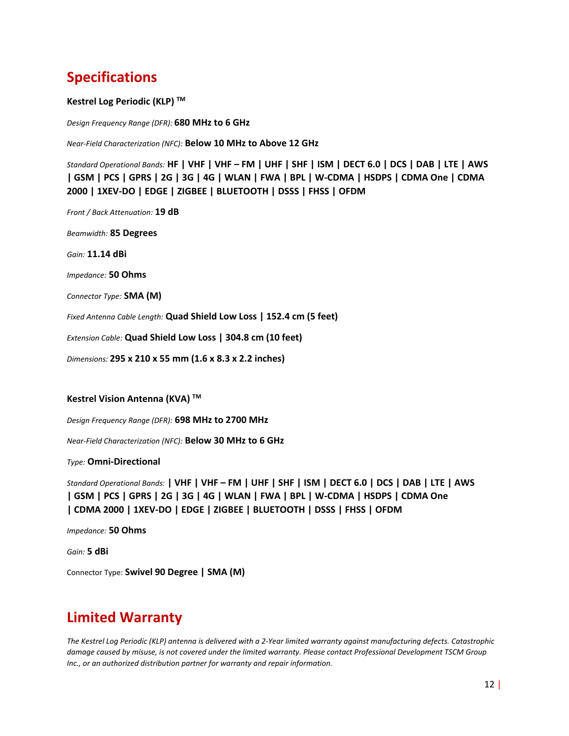# Specifications

**Kestrel Log Periodic (KLP) ™**

*Design Frequency Range (DFR):* **680 MHz to 6 GHz**

*Near-Field Characterization (NFC):* **Below 10 MHz to Above 12 GHz**

*Standard Operational Bands:* **HF | VHF | VHF – FM | UHF | SHF | ISM | DECT 6.0 | DCS | DAB | LTE | AWS | GSM | PCS | GPRS | 2G | 3G | 4G | WLAN | FWA | BPL | W-CDMA | HSDPS | CDMA One | CDMA 2000 | 1XEV-DO | EDGE | ZIGBEE | BLUETOOTH | DSSS | FHSS | OFDM**

*Front / Back Attenuation:* **19 dB**

*Beamwidth:* **85 Degrees**

*Gain:* **11.14 dBi**

*Impedance:* **50 Ohms**

*Connector Type:* **SMA (M)**

*Fixed Antenna Cable Length:* **Quad Shield Low Loss | 152.4 cm (5 feet)**

*Extension Cable:* **Quad Shield Low Loss | 304.8 cm (10 feet)**

*Dimensions:* **295 x 210 x 55 mm (1.6 x 8.3 x 2.2 inches)**

**Kestrel Vision Antenna (KVA) ™**

*Design Frequency Range (DFR):* **698 MHz to 2700 MHz**

*Near-Field Characterization (NFC):* **Below 30 MHz to 6 GHz**

*Type:* **Omni-Directional**

*Standard Operational Bands:* **| VHF | VHF – FM | UHF | SHF | ISM | DECT 6.0 | DCS | DAB | LTE | AWS | GSM | PCS | GPRS | 2G | 3G | 4G | WLAN | FWA | BPL | W-CDMA | HSDPS | CDMA One | CDMA 2000 | 1XEV-DO | EDGE | ZIGBEE | BLUETOOTH | DSSS | FHSS | OFDM**

*Impedance:* **50 Ohms**

*Gain:* **5 dBi**

Connector Type: **Swivel 90 Degree | SMA (M)**

# Limited Warranty

*The Kestrel Log Periodic (KLP) antenna is delivered with a 2-Year limited warranty against manufacturing defects. Catastrophic damage caused by misuse, is not covered under the limited warranty. Please contact Professional Development TSCM Group Inc., or an authorized distribution partner for warranty and repair information.*